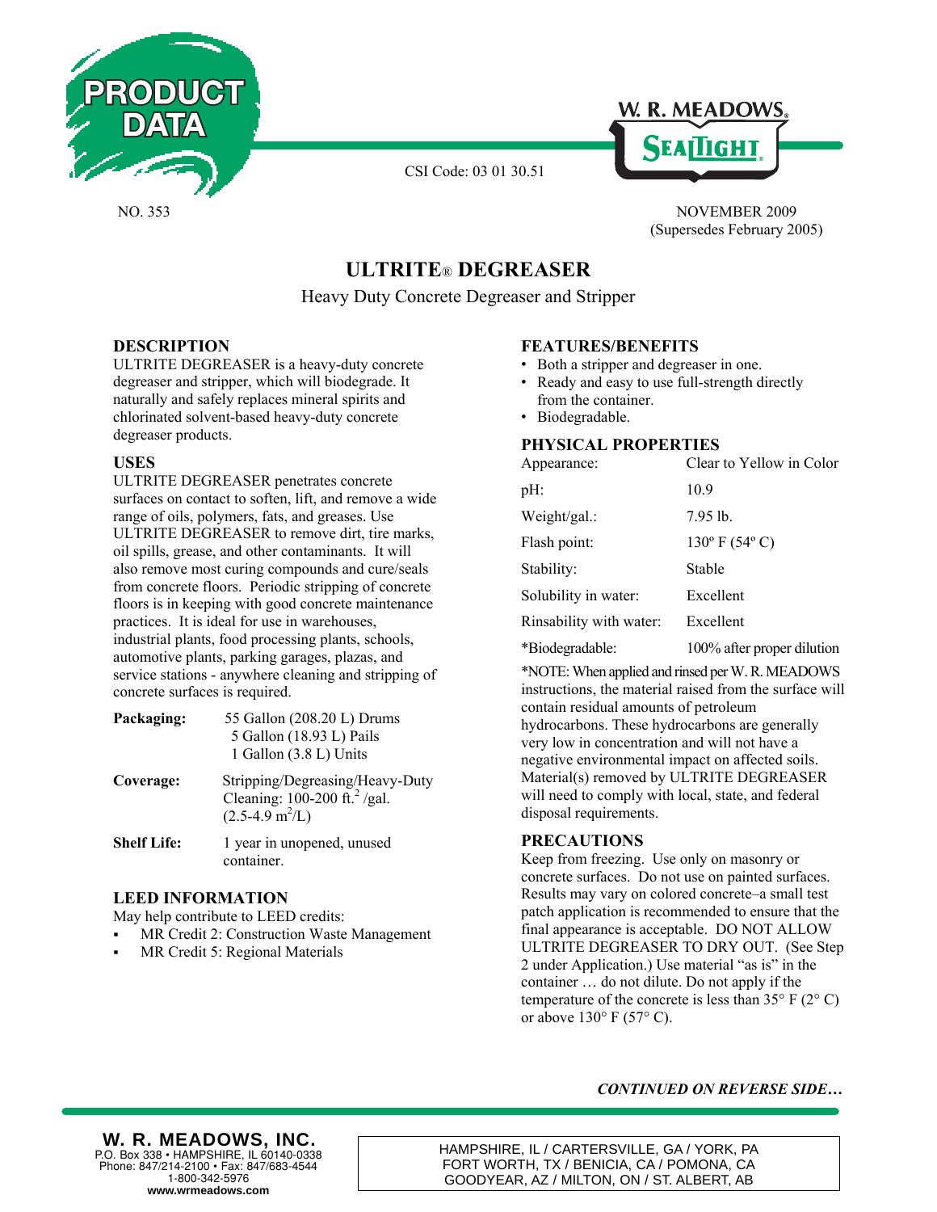PRODUCT DATA

W. R. MEADOWS® SEALTIGHT®

CSI Code: 03 01 30.51

NO. 353

NOVEMBER 2009
(Supersedes February 2005)

# ULTRITE® DEGREASER

Heavy Duty Concrete Degreaser and Stripper

## DESCRIPTION

ULTRITE DEGREASER is a heavy-duty concrete degreaser and stripper, which will biodegrade. It naturally and safely replaces mineral spirits and chlorinated solvent-based heavy-duty concrete degreaser products.

## USES

ULTRITE DEGREASER penetrates concrete surfaces on contact to soften, lift, and remove a wide range of oils, polymers, fats, and greases. Use ULTRITE DEGREASER to remove dirt, tire marks, oil spills, grease, and other contaminants. It will also remove most curing compounds and cure/seals from concrete floors. Periodic stripping of concrete floors is in keeping with good concrete maintenance practices. It is ideal for use in warehouses, industrial plants, food processing plants, schools, automotive plants, parking garages, plazas, and service stations - anywhere cleaning and stripping of concrete surfaces is required.

**Packaging:** 55 Gallon (208.20 L) Drums
5 Gallon (18.93 L) Pails
1 Gallon (3.8 L) Units

**Coverage:** Stripping/Degreasing/Heavy-Duty Cleaning: 100-200 ft.$^2$ /gal. (2.5-4.9 m$^2$/L)

**Shelf Life:** 1 year in unopened, unused container.

## LEED INFORMATION

May help contribute to LEED credits:

- MR Credit 2: Construction Waste Management
- MR Credit 5: Regional Materials

## FEATURES/BENEFITS

- Both a stripper and degreaser in one.
- Ready and easy to use full-strength directly from the container.
- Biodegradable.

## PHYSICAL PROPERTIES

| | |
|---|---|
| Appearance: | Clear to Yellow in Color |
| pH: | 10.9 |
| Weight/gal.: | 7.95 lb. |
| Flash point: | 130º F (54º C) |
| Stability: | Stable |
| Solubility in water: | Excellent |
| Rinsability with water: | Excellent |
| *Biodegradable: | 100% after proper dilution |

*NOTE: When applied and rinsed per W. R. MEADOWS instructions, the material raised from the surface will contain residual amounts of petroleum hydrocarbons. These hydrocarbons are generally very low in concentration and will not have a negative environmental impact on affected soils. Material(s) removed by ULTRITE DEGREASER will need to comply with local, state, and federal disposal requirements.

## PRECAUTIONS

Keep from freezing. Use only on masonry or concrete surfaces. Do not use on painted surfaces. Results may vary on colored concrete–a small test patch application is recommended to ensure that the final appearance is acceptable. DO NOT ALLOW ULTRITE DEGREASER TO DRY OUT. (See Step 2 under Application.) Use material "as is" in the container … do not dilute. Do not apply if the temperature of the concrete is less than 35° F (2° C) or above 130° F (57° C).

*CONTINUED ON REVERSE SIDE…*

**W. R. MEADOWS, INC.**
P.O. Box 338 • HAMPSHIRE, IL 60140-0338
Phone: 847/214-2100 • Fax: 847/683-4544
1-800-342-5976
**www.wrmeadows.com**

HAMPSHIRE, IL / CARTERSVILLE, GA / YORK, PA
FORT WORTH, TX / BENICIA, CA / POMONA, CA
GOODYEAR, AZ / MILTON, ON / ST. ALBERT, AB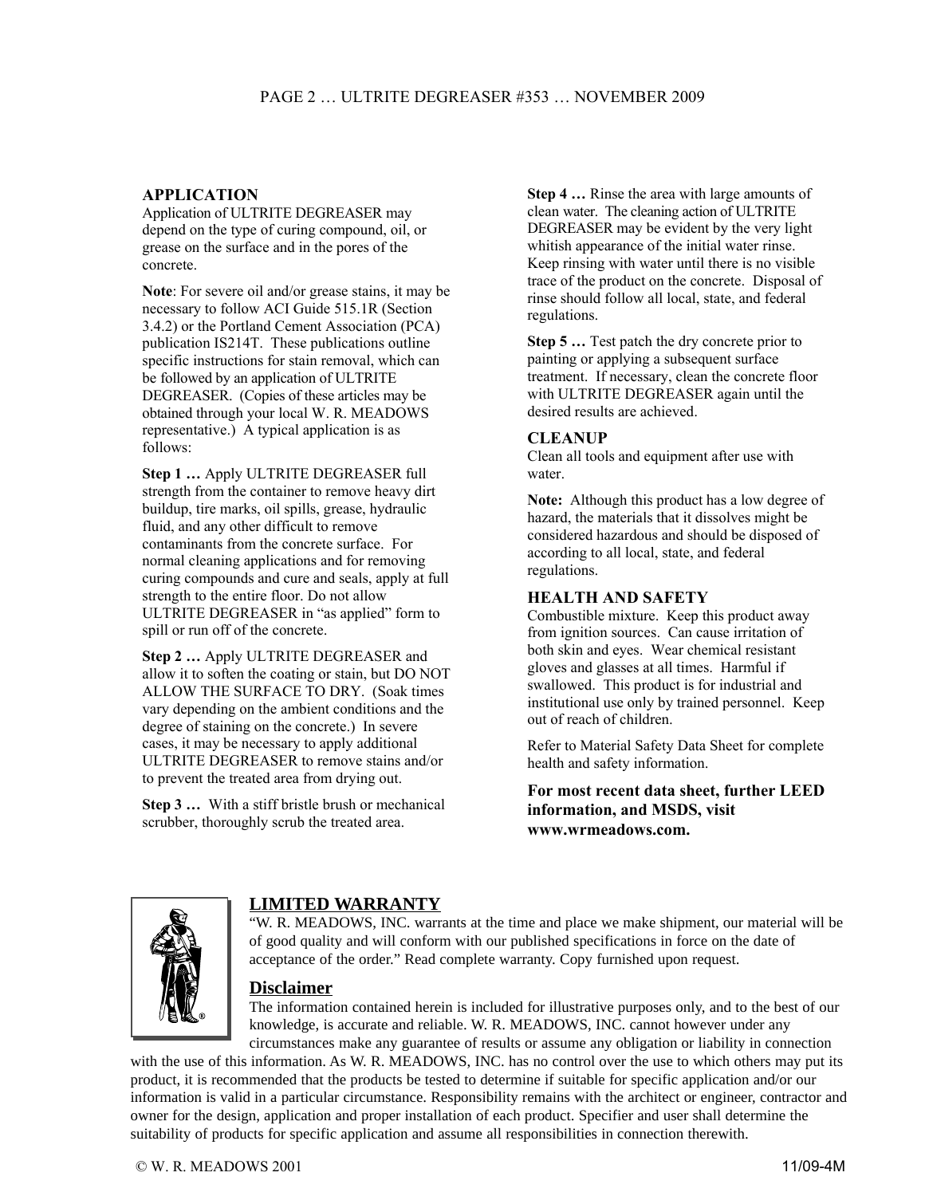## APPLICATION

Application of ULTRITE DEGREASER may depend on the type of curing compound, oil, or grease on the surface and in the pores of the concrete.

**Note**: For severe oil and/or grease stains, it may be necessary to follow ACI Guide 515.1R (Section 3.4.2) or the Portland Cement Association (PCA) publication IS214T. These publications outline specific instructions for stain removal, which can be followed by an application of ULTRITE DEGREASER. (Copies of these articles may be obtained through your local W. R. MEADOWS representative.) A typical application is as follows:

**Step 1 …** Apply ULTRITE DEGREASER full strength from the container to remove heavy dirt buildup, tire marks, oil spills, grease, hydraulic fluid, and any other difficult to remove contaminants from the concrete surface. For normal cleaning applications and for removing curing compounds and cure and seals, apply at full strength to the entire floor. Do not allow ULTRITE DEGREASER in "as applied" form to spill or run off of the concrete.

**Step 2 …** Apply ULTRITE DEGREASER and allow it to soften the coating or stain, but DO NOT ALLOW THE SURFACE TO DRY. (Soak times vary depending on the ambient conditions and the degree of staining on the concrete.) In severe cases, it may be necessary to apply additional ULTRITE DEGREASER to remove stains and/or to prevent the treated area from drying out.

**Step 3 …** With a stiff bristle brush or mechanical scrubber, thoroughly scrub the treated area.

**Step 4 …** Rinse the area with large amounts of clean water. The cleaning action of ULTRITE DEGREASER may be evident by the very light whitish appearance of the initial water rinse. Keep rinsing with water until there is no visible trace of the product on the concrete. Disposal of rinse should follow all local, state, and federal regulations.

**Step 5 …** Test patch the dry concrete prior to painting or applying a subsequent surface treatment. If necessary, clean the concrete floor with ULTRITE DEGREASER again until the desired results are achieved.

## CLEANUP

Clean all tools and equipment after use with water.

**Note:** Although this product has a low degree of hazard, the materials that it dissolves might be considered hazardous and should be disposed of according to all local, state, and federal regulations.

## HEALTH AND SAFETY

Combustible mixture. Keep this product away from ignition sources. Can cause irritation of both skin and eyes. Wear chemical resistant gloves and glasses at all times. Harmful if swallowed. This product is for industrial and institutional use only by trained personnel. Keep out of reach of children.

Refer to Material Safety Data Sheet for complete health and safety information.

**For most recent data sheet, further LEED information, and MSDS, visit www.wrmeadows.com.**

## LIMITED WARRANTY

"W. R. MEADOWS, INC. warrants at the time and place we make shipment, our material will be of good quality and will conform with our published specifications in force on the date of acceptance of the order." Read complete warranty. Copy furnished upon request.

## Disclaimer

The information contained herein is included for illustrative purposes only, and to the best of our knowledge, is accurate and reliable. W. R. MEADOWS, INC. cannot however under any circumstances make any guarantee of results or assume any obligation or liability in connection with the use of this information. As W. R. MEADOWS, INC. has no control over the use to which others may put its product, it is recommended that the products be tested to determine if suitable for specific application and/or our information is valid in a particular circumstance. Responsibility remains with the architect or engineer, contractor and owner for the design, application and proper installation of each product. Specifier and user shall determine the suitability of products for specific application and assume all responsibilities in connection therewith.

© W. R. MEADOWS 2001 11/09-4M